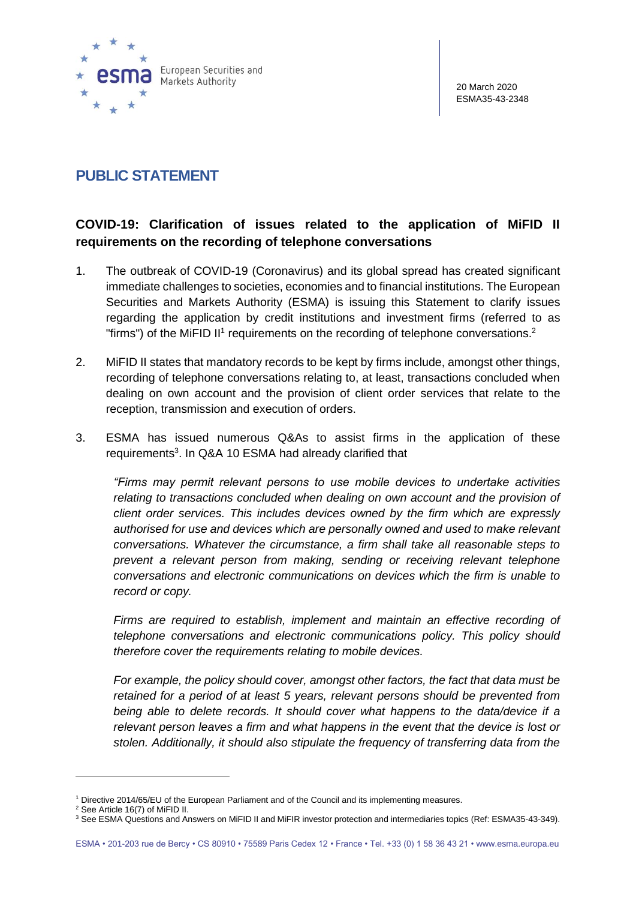20 March 2020
ESMA35-43-2348

# PUBLIC STATEMENT

## COVID-19: Clarification of issues related to the application of MiFID II requirements on the recording of telephone conversations

1. The outbreak of COVID-19 (Coronavirus) and its global spread has created significant immediate challenges to societies, economies and to financial institutions. The European Securities and Markets Authority (ESMA) is issuing this Statement to clarify issues regarding the application by credit institutions and investment firms (referred to as "firms") of the MiFID II[1] requirements on the recording of telephone conversations.[2]

2. MiFID II states that mandatory records to be kept by firms include, amongst other things, recording of telephone conversations relating to, at least, transactions concluded when dealing on own account and the provision of client order services that relate to the reception, transmission and execution of orders.

3. ESMA has issued numerous Q&As to assist firms in the application of these requirements[3]. In Q&A 10 ESMA had already clarified that

   *"Firms may permit relevant persons to use mobile devices to undertake activities relating to transactions concluded when dealing on own account and the provision of client order services. This includes devices owned by the firm which are expressly authorised for use and devices which are personally owned and used to make relevant conversations. Whatever the circumstance, a firm shall take all reasonable steps to prevent a relevant person from making, sending or receiving relevant telephone conversations and electronic communications on devices which the firm is unable to record or copy.*

   *Firms are required to establish, implement and maintain an effective recording of telephone conversations and electronic communications policy. This policy should therefore cover the requirements relating to mobile devices.*

   *For example, the policy should cover, amongst other factors, the fact that data must be retained for a period of at least 5 years, relevant persons should be prevented from being able to delete records. It should cover what happens to the data/device if a relevant person leaves a firm and what happens in the event that the device is lost or stolen. Additionally, it should also stipulate the frequency of transferring data from the*

---

[1] Directive 2014/65/EU of the European Parliament and of the Council and its implementing measures.

[2] See Article 16(7) of MiFID II.

[3] See ESMA Questions and Answers on MiFID II and MiFIR investor protection and intermediaries topics (Ref: ESMA35-43-349).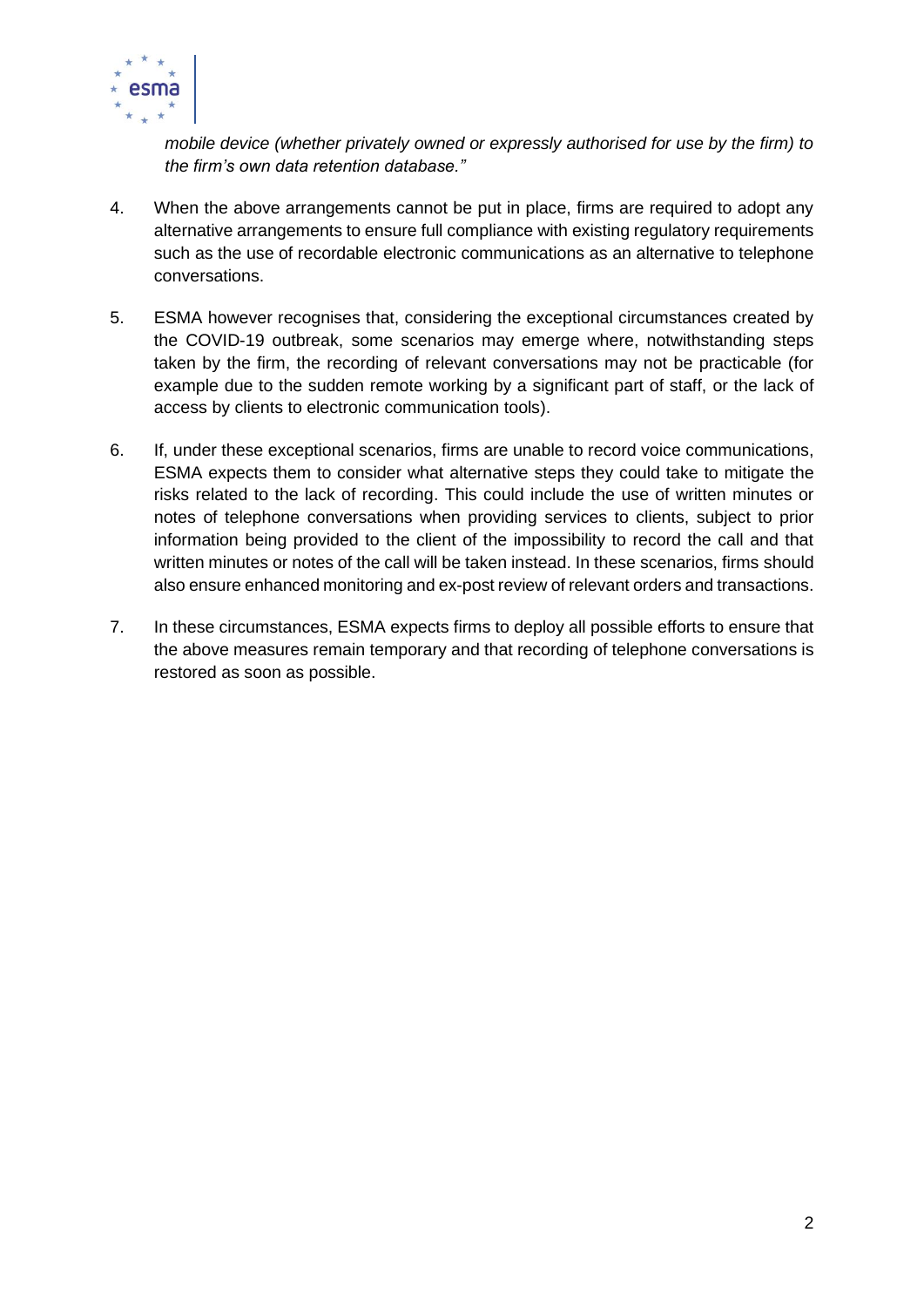*mobile device (whether privately owned or expressly authorised for use by the firm) to the firm's own data retention database."*

4. When the above arrangements cannot be put in place, firms are required to adopt any alternative arrangements to ensure full compliance with existing regulatory requirements such as the use of recordable electronic communications as an alternative to telephone conversations.

5. ESMA however recognises that, considering the exceptional circumstances created by the COVID-19 outbreak, some scenarios may emerge where, notwithstanding steps taken by the firm, the recording of relevant conversations may not be practicable (for example due to the sudden remote working by a significant part of staff, or the lack of access by clients to electronic communication tools).

6. If, under these exceptional scenarios, firms are unable to record voice communications, ESMA expects them to consider what alternative steps they could take to mitigate the risks related to the lack of recording. This could include the use of written minutes or notes of telephone conversations when providing services to clients, subject to prior information being provided to the client of the impossibility to record the call and that written minutes or notes of the call will be taken instead. In these scenarios, firms should also ensure enhanced monitoring and ex-post review of relevant orders and transactions.

7. In these circumstances, ESMA expects firms to deploy all possible efforts to ensure that the above measures remain temporary and that recording of telephone conversations is restored as soon as possible.